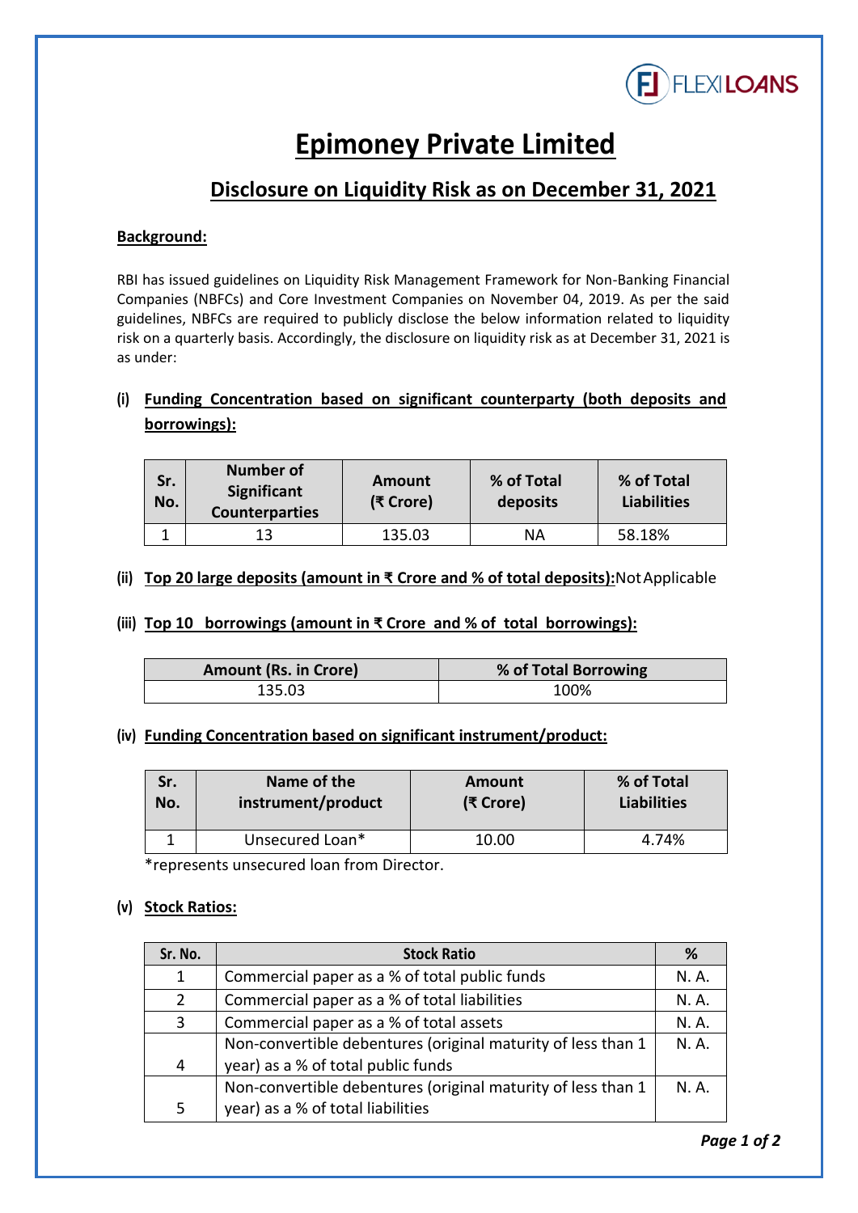# Epimoney Private Limited

## Disclosure on Liquidity Risk as on December 31, 2021

**Background:**

RBI has issued guidelines on Liquidity Risk Management Framework for Non-Banking Financial Companies (NBFCs) and Core Investment Companies on November 04, 2019. As per the said guidelines, NBFCs are required to publicly disclose the below information related to liquidity risk on a quarterly basis. Accordingly, the disclosure on liquidity risk as at December 31, 2021 is as under:

### (i) Funding Concentration based on significant counterparty (both deposits and borrowings):

| Sr. No. | Number of Significant Counterparties | Amount (₹ Crore) | % of Total deposits | % of Total Liabilities |
|---|---|---|---|---|
| 1 | 13 | 135.03 | NA | 58.18% |

### (ii) Top 20 large deposits (amount in ₹ Crore and % of total deposits): Not Applicable

### (iii) Top 10 borrowings (amount in ₹ Crore and % of total borrowings):

| Amount (Rs. in Crore) | % of Total Borrowing |
|---|---|
| 135.03 | 100% |

### (iv) Funding Concentration based on significant instrument/product:

| Sr. No. | Name of the instrument/product | Amount (₹ Crore) | % of Total Liabilities |
|---|---|---|---|
| 1 | Unsecured Loan* | 10.00 | 4.74% |

*represents unsecured loan from Director.

### (v) Stock Ratios:

| Sr. No. | Stock Ratio | % |
|---|---|---|
| 1 | Commercial paper as a % of total public funds | N. A. |
| 2 | Commercial paper as a % of total liabilities | N. A. |
| 3 | Commercial paper as a % of total assets | N. A. |
| 4 | Non-convertible debentures (original maturity of less than 1 year) as a % of total public funds | N. A. |
| 5 | Non-convertible debentures (original maturity of less than 1 year) as a % of total liabilities | N. A. |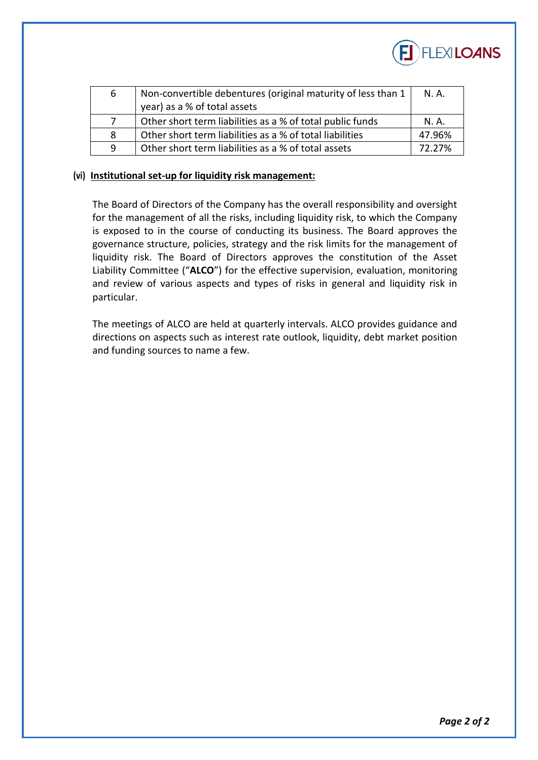| | | |
|---|---|---|
| 6 | Non-convertible debentures (original maturity of less than 1 year) as a % of total assets | N. A. |
| 7 | Other short term liabilities as a % of total public funds | N. A. |
| 8 | Other short term liabilities as a % of total liabilities | 47.96% |
| 9 | Other short term liabilities as a % of total assets | 72.27% |

**(vi) Institutional set-up for liquidity risk management:**

The Board of Directors of the Company has the overall responsibility and oversight for the management of all the risks, including liquidity risk, to which the Company is exposed to in the course of conducting its business. The Board approves the governance structure, policies, strategy and the risk limits for the management of liquidity risk. The Board of Directors approves the constitution of the Asset Liability Committee ("**ALCO**") for the effective supervision, evaluation, monitoring and review of various aspects and types of risks in general and liquidity risk in particular.

The meetings of ALCO are held at quarterly intervals. ALCO provides guidance and directions on aspects such as interest rate outlook, liquidity, debt market position and funding sources to name a few.